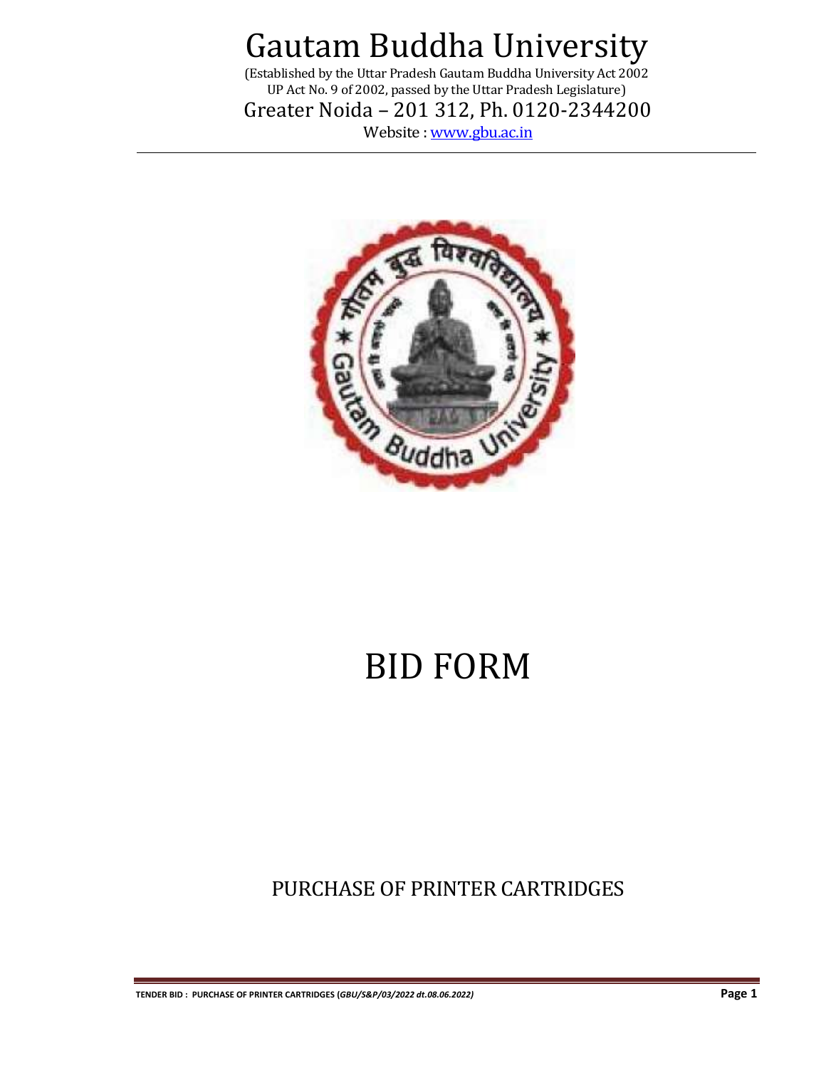# Gautam Buddha University

(Established by the Uttar Pradesh Gautam Buddha University Act 2002
UP Act No. 9 of 2002, passed by the Uttar Pradesh Legislature)

Greater Noida – 201 312, Ph. 0120-2344200

Website : [www.gbu.ac.in](http://www.gbu.ac.in)

# BID FORM

## PURCHASE OF PRINTER CARTRIDGES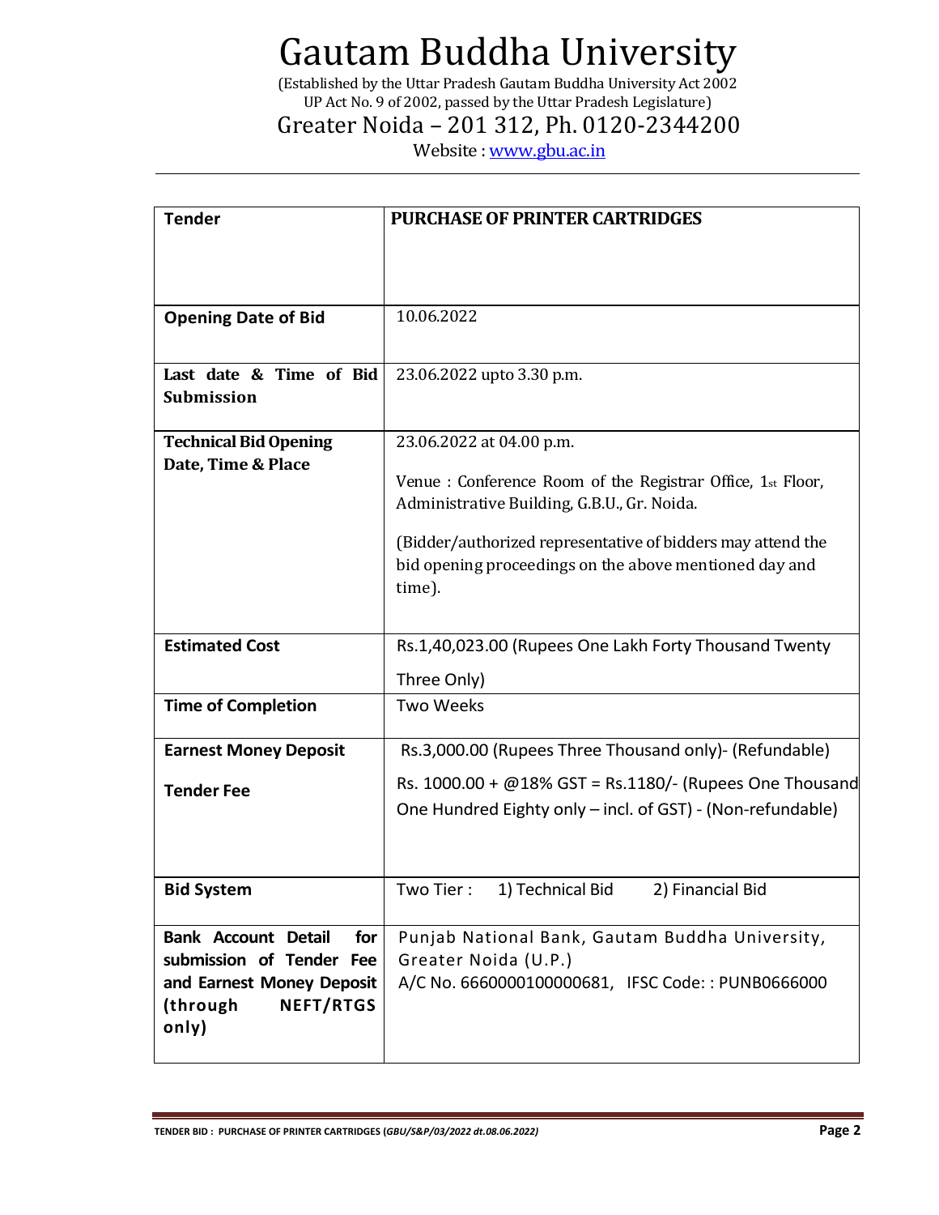# Gautam Buddha University

(Established by the Uttar Pradesh Gautam Buddha University Act 2002
UP Act No. 9 of 2002, passed by the Uttar Pradesh Legislature)

Greater Noida – 201 312, Ph. 0120-2344200

Website : www.gbu.ac.in

| **Tender** | **PURCHASE OF PRINTER CARTRIDGES** |
|---|---|
| **Opening Date of Bid** | 10.06.2022 |
| **Last date & Time of Bid Submission** | 23.06.2022 upto 3.30 p.m. |
| **Technical Bid Opening Date, Time & Place** | 23.06.2022 at 04.00 p.m.<br><br>Venue : Conference Room of the Registrar Office, 1st Floor, Administrative Building, G.B.U., Gr. Noida.<br><br>(Bidder/authorized representative of bidders may attend the bid opening proceedings on the above mentioned day and time). |
| **Estimated Cost** | Rs.1,40,023.00 (Rupees One Lakh Forty Thousand Twenty Three Only) |
| **Time of Completion** | Two Weeks |
| **Earnest Money Deposit**<br><br>**Tender Fee** | Rs.3,000.00 (Rupees Three Thousand only)- (Refundable)<br><br>Rs. 1000.00 + @18% GST = Rs.1180/- (Rupees One Thousand One Hundred Eighty only – incl. of GST) - (Non-refundable) |
| **Bid System** | Two Tier : 1) Technical Bid 2) Financial Bid |
| **Bank Account Detail for submission of Tender Fee and Earnest Money Deposit (through NEFT/RTGS only)** | Punjab National Bank, Gautam Buddha University, Greater Noida (U.P.)<br>A/C No. 6660000100000681, IFSC Code: : PUNB0666000 |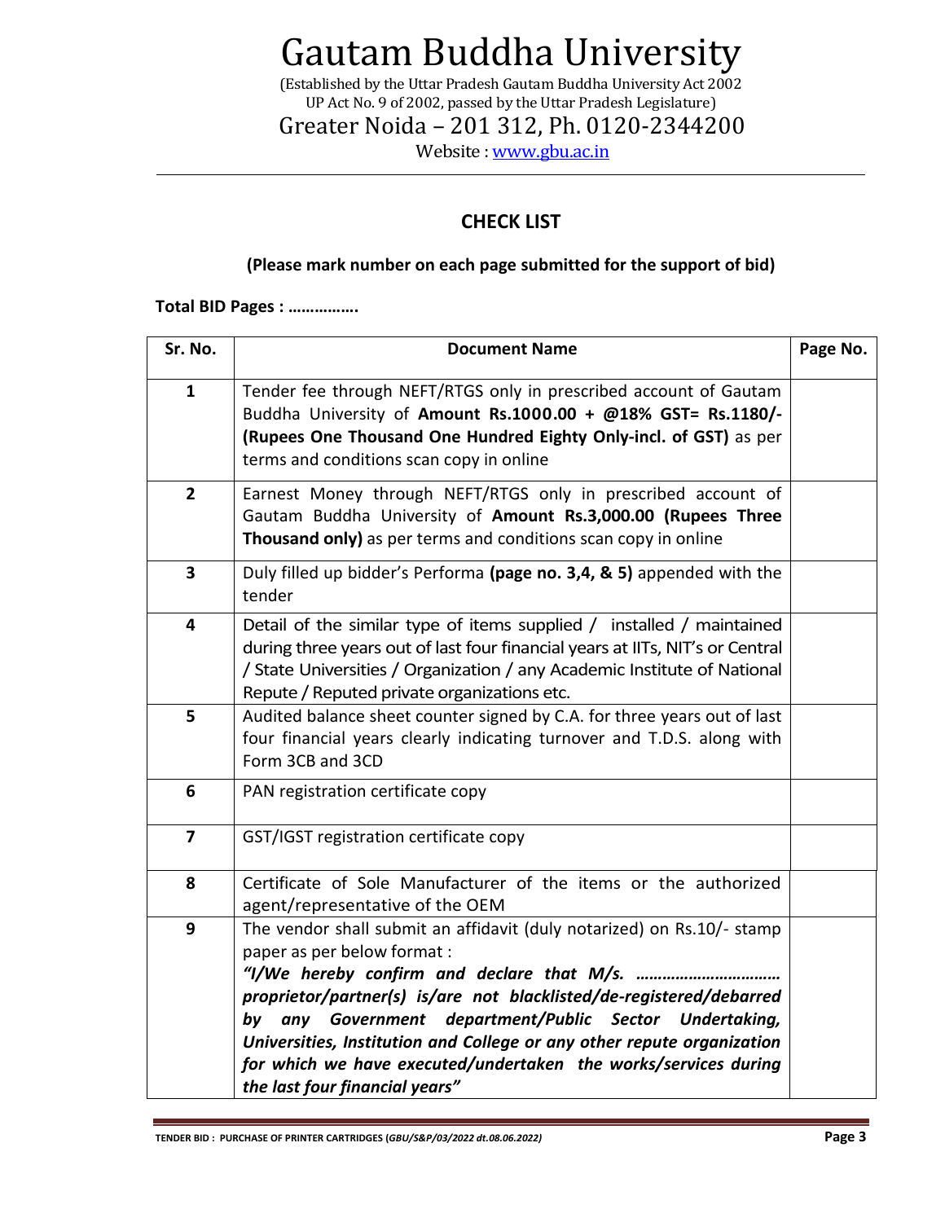# Gautam Buddha University

(Established by the Uttar Pradesh Gautam Buddha University Act 2002
UP Act No. 9 of 2002, passed by the Uttar Pradesh Legislature)

Greater Noida – 201 312, Ph. 0120-2344200

Website : www.gbu.ac.in

## CHECK LIST

**(Please mark number on each page submitted for the support of bid)**

**Total BID Pages : …………….**

| Sr. No. | Document Name | Page No. |
|---|---|---|
| **1** | Tender fee through NEFT/RTGS only in prescribed account of Gautam Buddha University of **Amount Rs.1000.00 + @18% GST= Rs.1180/- (Rupees One Thousand One Hundred Eighty Only-incl. of GST)** as per terms and conditions scan copy in online | |
| **2** | Earnest Money through NEFT/RTGS only in prescribed account of Gautam Buddha University of **Amount Rs.3,000.00 (Rupees Three Thousand only)** as per terms and conditions scan copy in online | |
| **3** | Duly filled up bidder's Performa **(page no. 3,4, & 5)** appended with the tender | |
| **4** | Detail of the similar type of items supplied / installed / maintained during three years out of last four financial years at IITs, NIT's or Central / State Universities / Organization / any Academic Institute of National Repute / Reputed private organizations etc. | |
| **5** | Audited balance sheet counter signed by C.A. for three years out of last four financial years clearly indicating turnover and T.D.S. along with Form 3CB and 3CD | |
| **6** | PAN registration certificate copy | |
| **7** | GST/IGST registration certificate copy | |
| **8** | Certificate of Sole Manufacturer of the items or the authorized agent/representative of the OEM | |
| **9** | The vendor shall submit an affidavit (duly notarized) on Rs.10/- stamp paper as per below format : ***"I/We hereby confirm and declare that M/s. …………………………… proprietor/partner(s) is/are not blacklisted/de-registered/debarred by any Government department/Public Sector Undertaking, Universities, Institution and College or any other repute organization for which we have executed/undertaken the works/services during the last four financial years"*** | |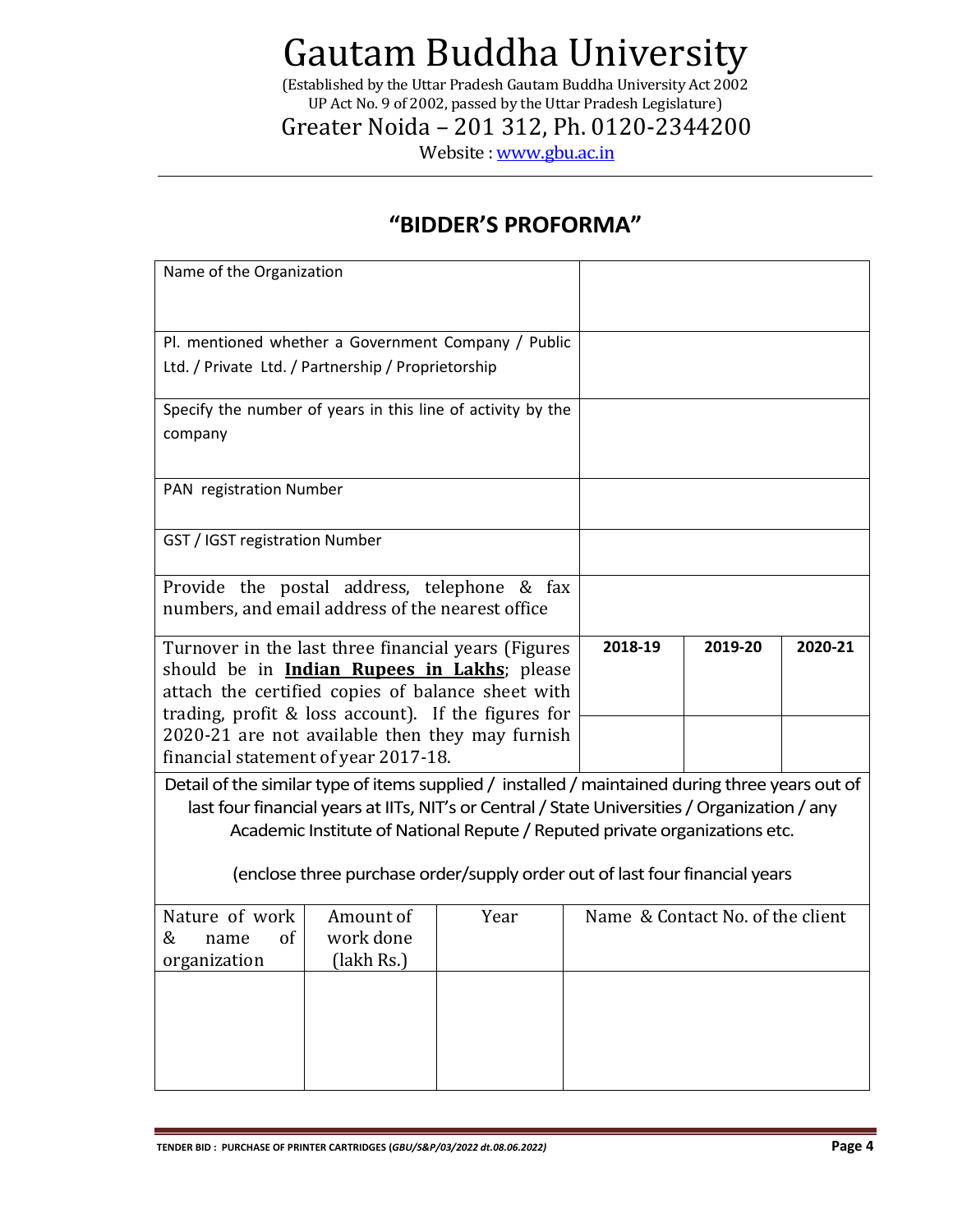# Gautam Buddha University

(Established by the Uttar Pradesh Gautam Buddha University Act 2002
UP Act No. 9 of 2002, passed by the Uttar Pradesh Legislature)

Greater Noida – 201 312, Ph. 0120-2344200

Website : www.gbu.ac.in

## "BIDDER'S PROFORMA"

| | | | |
|---|---|---|---|
| Name of the Organization | | | |
| Pl. mentioned whether a Government Company / Public Ltd. / Private Ltd. / Partnership / Proprietorship | | | |
| Specify the number of years in this line of activity by the company | | | |
| PAN registration Number | | | |
| GST / IGST registration Number | | | |
| Provide the postal address, telephone & fax numbers, and email address of the nearest office | | | |
| Turnover in the last three financial years (Figures should be in **Indian Rupees in Lakhs**; please attach the certified copies of balance sheet with trading, profit & loss account). If the figures for 2020-21 are not available then they may furnish financial statement of year 2017-18. | **2018-19** | **2019-20** | **2020-21** |
| | | | |

Detail of the similar type of items supplied / installed / maintained during three years out of last four financial years at IITs, NIT's or Central / State Universities / Organization / any Academic Institute of National Repute / Reputed private organizations etc.

(enclose three purchase order/supply order out of last four financial years

| Nature of work & name of organization | Amount of work done (lakh Rs.) | Year | Name & Contact No. of the client |
|---|---|---|---|
| | | | |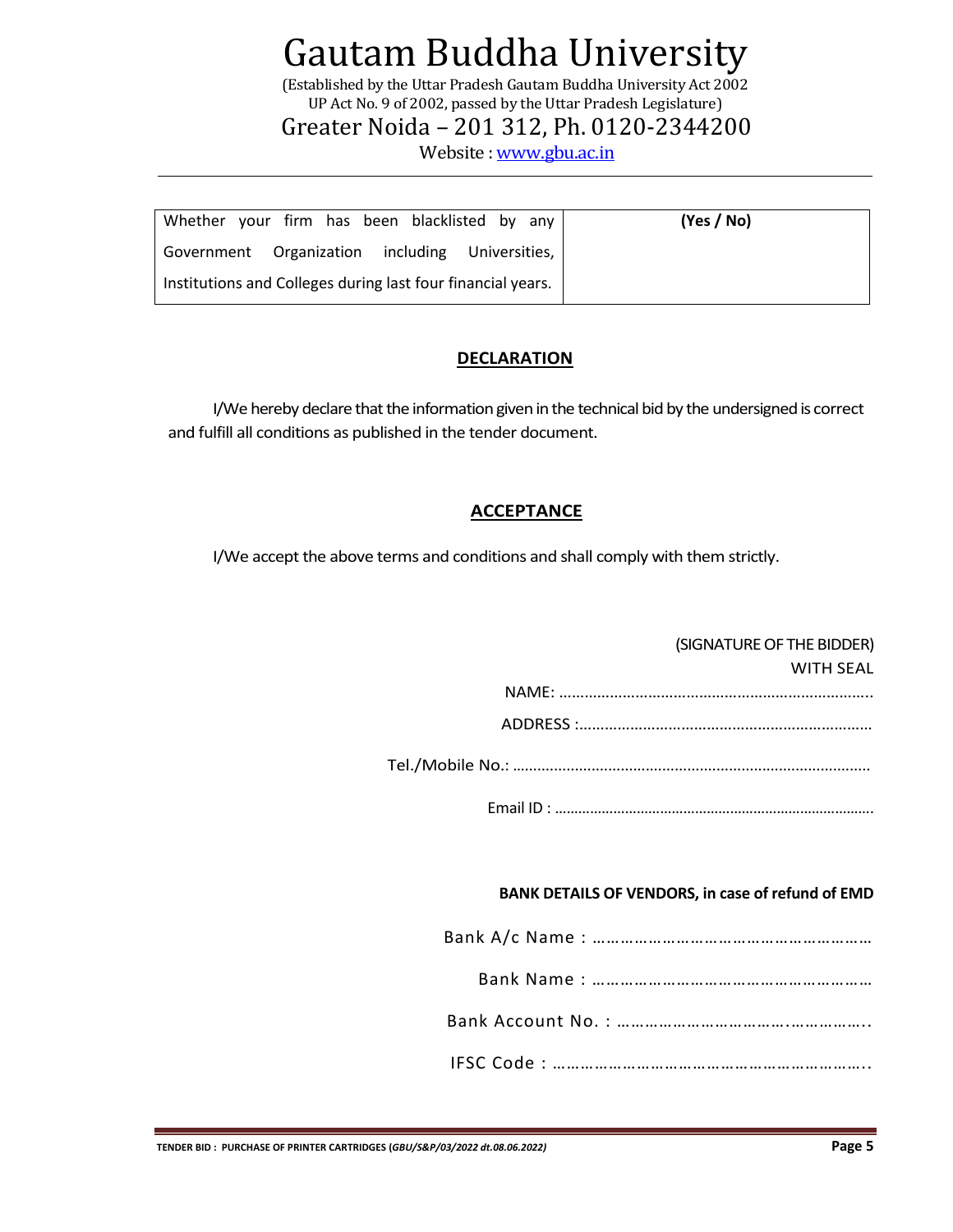# Gautam Buddha University

(Established by the Uttar Pradesh Gautam Buddha University Act 2002
UP Act No. 9 of 2002, passed by the Uttar Pradesh Legislature)

Greater Noida – 201 312, Ph. 0120-2344200

Website : www.gbu.ac.in

| Whether your firm has been blacklisted by any Government Organization including Universities, Institutions and Colleges during last four financial years. | **(Yes / No)** |
|---|---|

## DECLARATION

I/We hereby declare that the information given in the technical bid by the undersigned is correct and fulfill all conditions as published in the tender document.

## ACCEPTANCE

I/We accept the above terms and conditions and shall comply with them strictly.

(SIGNATURE OF THE BIDDER)
WITH SEAL

NAME: ………………………………………………………………..

ADDRESS :…………………………………………………………..

Tel./Mobile No.: ………………………………………………………………………….

Email ID : ……………………………………………………………………….

**BANK DETAILS OF VENDORS, in case of refund of EMD**

Bank A/c Name : …………………………………………………

Bank Name : …………………………………………………

Bank Account No. : ……………………………….……………..

IFSC Code : ………………………………………………………..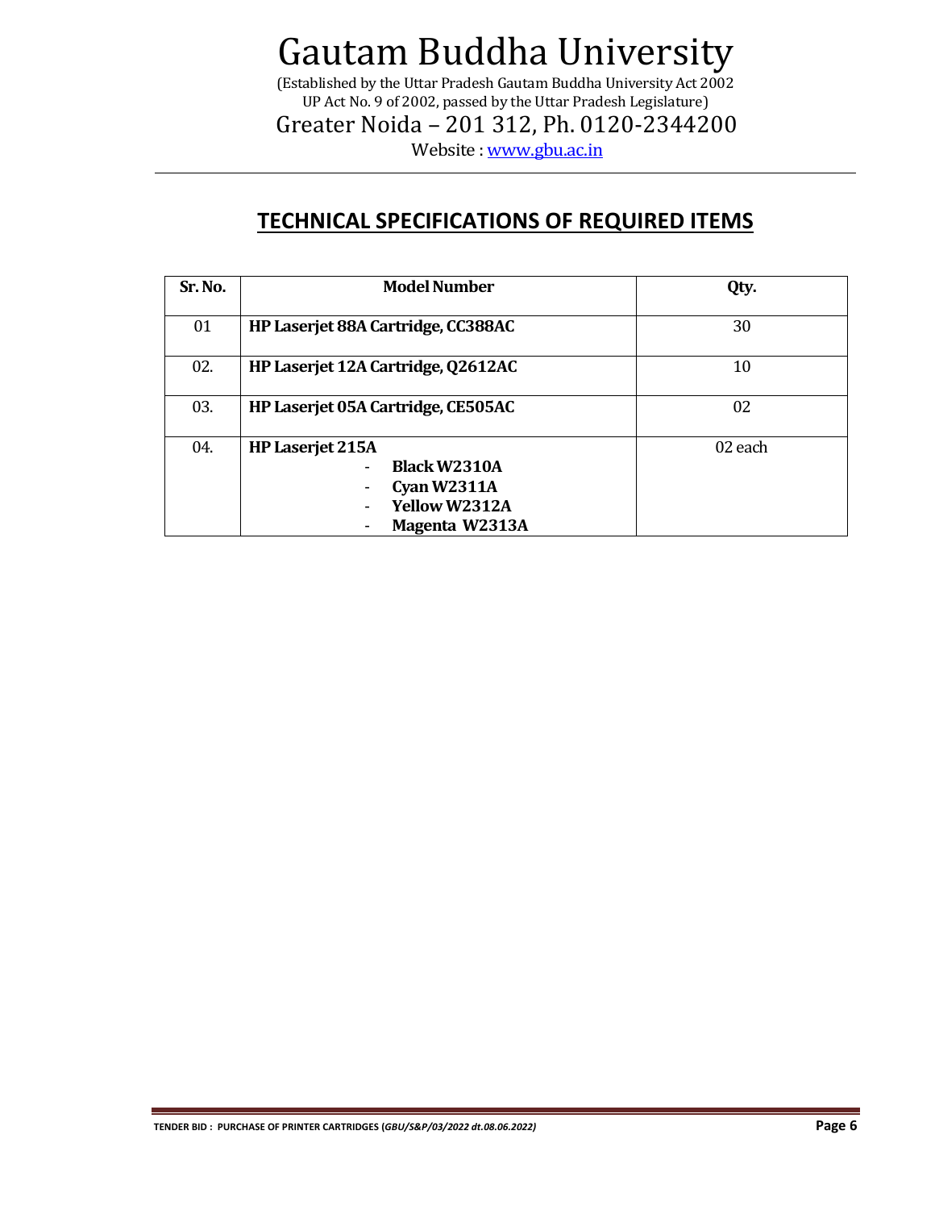# Gautam Buddha University

(Established by the Uttar Pradesh Gautam Buddha University Act 2002
UP Act No. 9 of 2002, passed by the Uttar Pradesh Legislature)

Greater Noida – 201 312, Ph. 0120-2344200

Website : www.gbu.ac.in

## TECHNICAL SPECIFICATIONS OF REQUIRED ITEMS

| Sr. No. | Model Number | Qty. |
|---|---|---|
| 01 | **HP Laserjet 88A Cartridge, CC388AC** | 30 |
| 02. | **HP Laserjet 12A Cartridge, Q2612AC** | 10 |
| 03. | **HP Laserjet 05A Cartridge, CE505AC** | 02 |
| 04. | **HP Laserjet 215A**<br>- **Black W2310A**<br>- **Cyan W2311A**<br>- **Yellow W2312A**<br>- **Magenta W2313A** | 02 each |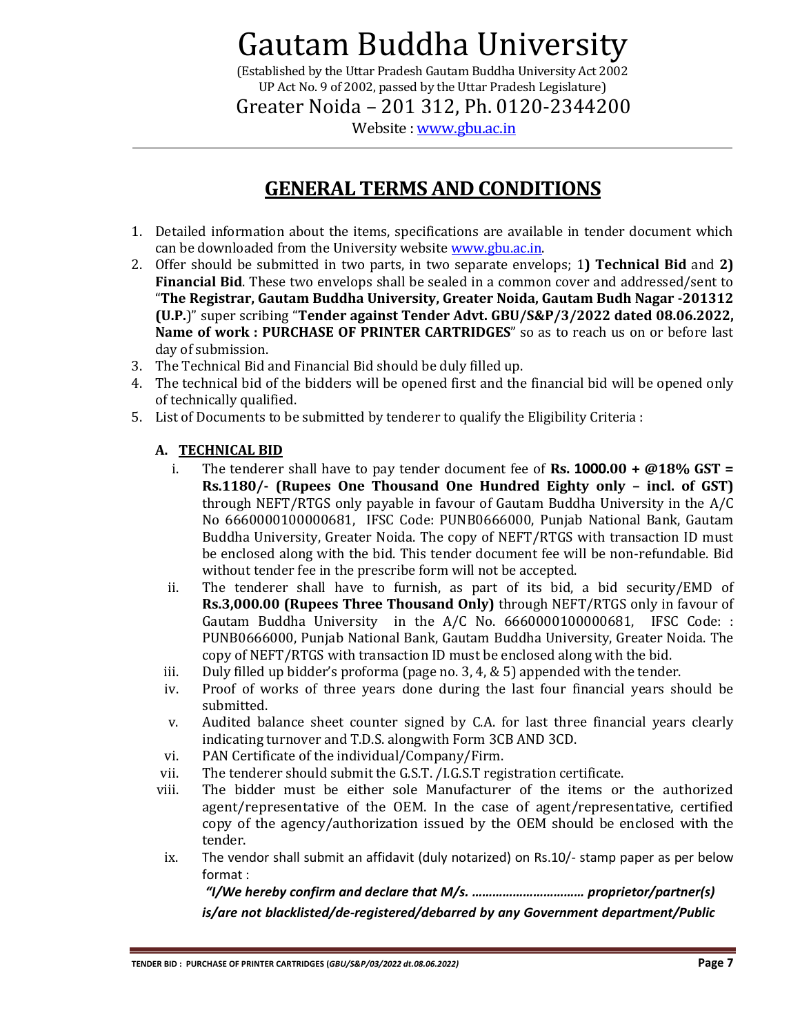# Gautam Buddha University

(Established by the Uttar Pradesh Gautam Buddha University Act 2002
UP Act No. 9 of 2002, passed by the Uttar Pradesh Legislature)

Greater Noida – 201 312, Ph. 0120-2344200

Website : www.gbu.ac.in

## GENERAL TERMS AND CONDITIONS

1. Detailed information about the items, specifications are available in tender document which can be downloaded from the University website www.gbu.ac.in.
2. Offer should be submitted in two parts, in two separate envelops; 1**) Technical Bid** and **2) Financial Bid**. These two envelops shall be sealed in a common cover and addressed/sent to "**The Registrar, Gautam Buddha University, Greater Noida, Gautam Budh Nagar -201312 (U.P.**)" super scribing "**Tender against Tender Advt. GBU/S&P/3/2022 dated 08.06.2022, Name of work : PURCHASE OF PRINTER CARTRIDGES**" so as to reach us on or before last day of submission.
3. The Technical Bid and Financial Bid should be duly filled up.
4. The technical bid of the bidders will be opened first and the financial bid will be opened only of technically qualified.
5. List of Documents to be submitted by tenderer to qualify the Eligibility Criteria :

### A. TECHNICAL BID

i. The tenderer shall have to pay tender document fee of **Rs. 1000.00 + @18% GST = Rs.1180/- (Rupees One Thousand One Hundred Eighty only – incl. of GST)** through NEFT/RTGS only payable in favour of Gautam Buddha University in the A/C No 6660000100000681, IFSC Code: PUNB0666000, Punjab National Bank, Gautam Buddha University, Greater Noida. The copy of NEFT/RTGS with transaction ID must be enclosed along with the bid. This tender document fee will be non-refundable. Bid without tender fee in the prescribe form will not be accepted.

ii. The tenderer shall have to furnish, as part of its bid, a bid security/EMD of **Rs.3,000.00 (Rupees Three Thousand Only)** through NEFT/RTGS only in favour of Gautam Buddha University in the A/C No. 6660000100000681, IFSC Code: : PUNB0666000, Punjab National Bank, Gautam Buddha University, Greater Noida. The copy of NEFT/RTGS with transaction ID must be enclosed along with the bid.

iii. Duly filled up bidder's proforma (page no. 3, 4, & 5) appended with the tender.

iv. Proof of works of three years done during the last four financial years should be submitted.

v. Audited balance sheet counter signed by C.A. for last three financial years clearly indicating turnover and T.D.S. alongwith Form 3CB AND 3CD.

vi. PAN Certificate of the individual/Company/Firm.

vii. The tenderer should submit the G.S.T. /I.G.S.T registration certificate.

viii. The bidder must be either sole Manufacturer of the items or the authorized agent/representative of the OEM. In the case of agent/representative, certified copy of the agency/authorization issued by the OEM should be enclosed with the tender.

ix. The vendor shall submit an affidavit (duly notarized) on Rs.10/- stamp paper as per below format :

***"I/We hereby confirm and declare that M/s. …………………………… proprietor/partner(s) is/are not blacklisted/de-registered/debarred by any Government department/Public***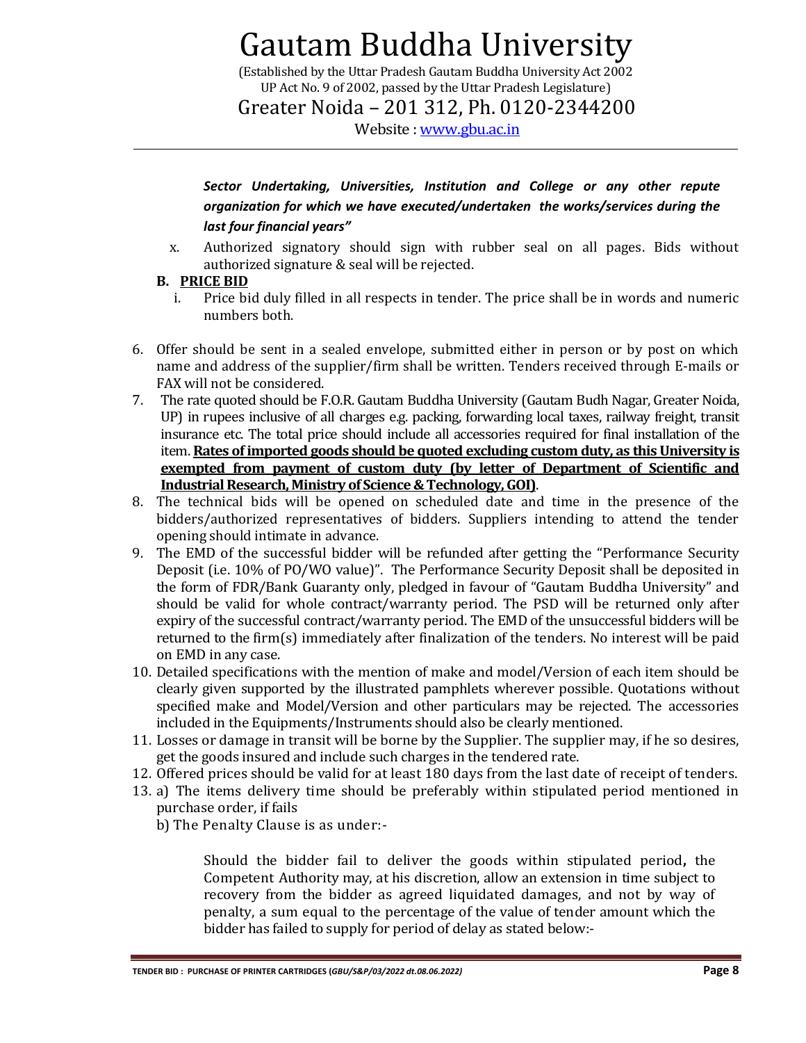*Sector Undertaking, Universities, Institution and College or any other repute organization for which we have executed/undertaken the works/services during the last four financial years"*

x. Authorized signatory should sign with rubber seal on all pages. Bids without authorized signature & seal will be rejected.

**B. PRICE BID**

i. Price bid duly filled in all respects in tender. The price shall be in words and numeric numbers both.

6. Offer should be sent in a sealed envelope, submitted either in person or by post on which name and address of the supplier/firm shall be written. Tenders received through E-mails or FAX will not be considered.
7. The rate quoted should be F.O.R. Gautam Buddha University (Gautam Budh Nagar, Greater Noida, UP) in rupees inclusive of all charges e.g. packing, forwarding local taxes, railway freight, transit insurance etc. The total price should include all accessories required for final installation of the item. **Rates of imported goods should be quoted excluding custom duty, as this University is exempted from payment of custom duty (by letter of Department of Scientific and Industrial Research, Ministry of Science & Technology, GOI)**.
8. The technical bids will be opened on scheduled date and time in the presence of the bidders/authorized representatives of bidders. Suppliers intending to attend the tender opening should intimate in advance.
9. The EMD of the successful bidder will be refunded after getting the "Performance Security Deposit (i.e. 10% of PO/WO value)". The Performance Security Deposit shall be deposited in the form of FDR/Bank Guaranty only, pledged in favour of "Gautam Buddha University" and should be valid for whole contract/warranty period. The PSD will be returned only after expiry of the successful contract/warranty period. The EMD of the unsuccessful bidders will be returned to the firm(s) immediately after finalization of the tenders. No interest will be paid on EMD in any case.
10. Detailed specifications with the mention of make and model/Version of each item should be clearly given supported by the illustrated pamphlets wherever possible. Quotations without specified make and Model/Version and other particulars may be rejected. The accessories included in the Equipments/Instruments should also be clearly mentioned.
11. Losses or damage in transit will be borne by the Supplier. The supplier may, if he so desires, get the goods insured and include such charges in the tendered rate.
12. Offered prices should be valid for at least 180 days from the last date of receipt of tenders.
13. a) The items delivery time should be preferably within stipulated period mentioned in purchase order, if fails

    b) The Penalty Clause is as under:-

    Should the bidder fail to deliver the goods within stipulated period**,** the Competent Authority may, at his discretion, allow an extension in time subject to recovery from the bidder as agreed liquidated damages, and not by way of penalty, a sum equal to the percentage of the value of tender amount which the bidder has failed to supply for period of delay as stated below:-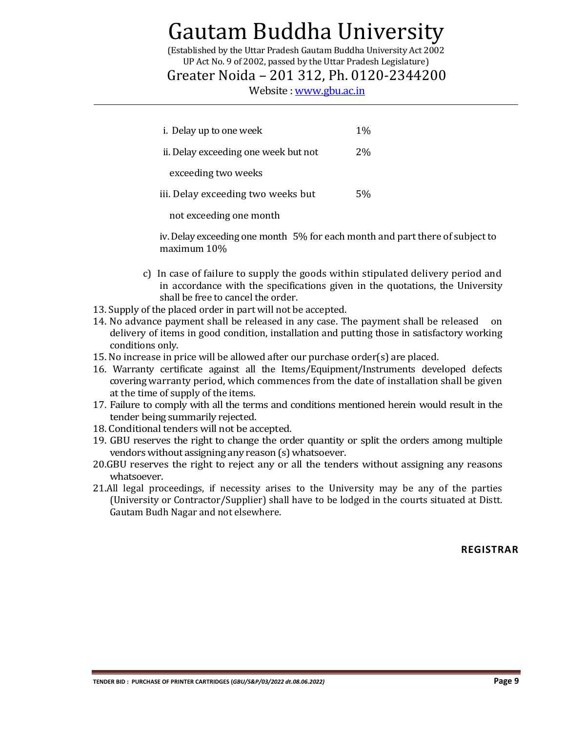| | |
|---|---|
| i. Delay up to one week | 1% |
| ii. Delay exceeding one week but not exceeding two weeks | 2% |
| iii. Delay exceeding two weeks but not exceeding one month | 5% |

iv. Delay exceeding one month 5% for each month and part there of subject to maximum 10%

c) In case of failure to supply the goods within stipulated delivery period and in accordance with the specifications given in the quotations, the University shall be free to cancel the order.

13. Supply of the placed order in part will not be accepted.
14. No advance payment shall be released in any case. The payment shall be released on delivery of items in good condition, installation and putting those in satisfactory working conditions only.
15. No increase in price will be allowed after our purchase order(s) are placed.
16. Warranty certificate against all the Items/Equipment/Instruments developed defects covering warranty period, which commences from the date of installation shall be given at the time of supply of the items.
17. Failure to comply with all the terms and conditions mentioned herein would result in the tender being summarily rejected.
18. Conditional tenders will not be accepted.
19. GBU reserves the right to change the order quantity or split the orders among multiple vendors without assigning any reason (s) whatsoever.
20. GBU reserves the right to reject any or all the tenders without assigning any reasons whatsoever.
21. All legal proceedings, if necessity arises to the University may be any of the parties (University or Contractor/Supplier) shall have to be lodged in the courts situated at Distt. Gautam Budh Nagar and not elsewhere.

**REGISTRAR**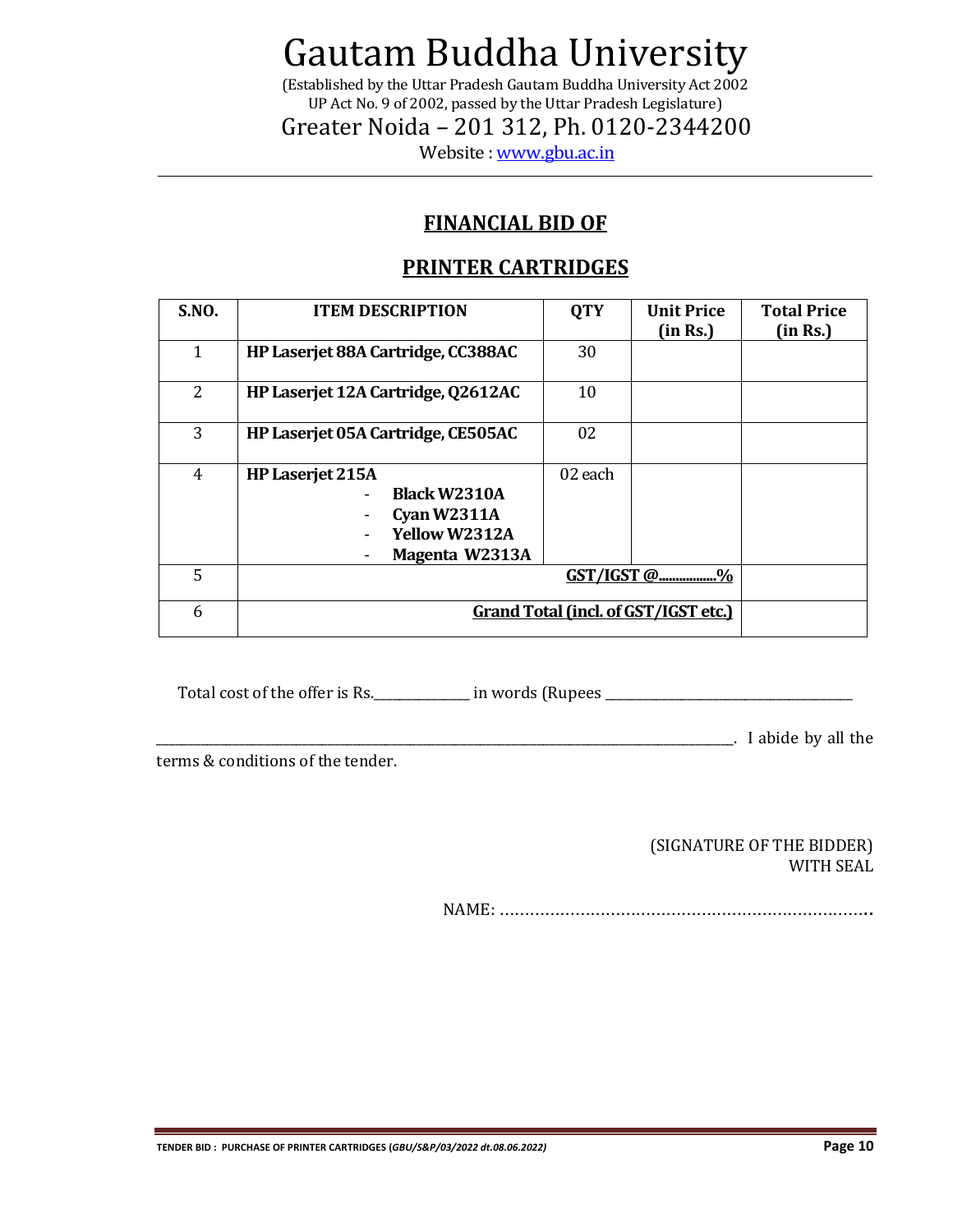# Gautam Buddha University

(Established by the Uttar Pradesh Gautam Buddha University Act 2002
UP Act No. 9 of 2002, passed by the Uttar Pradesh Legislature)

Greater Noida – 201 312, Ph. 0120-2344200

Website : www.gbu.ac.in

---

## FINANCIAL BID OF

## PRINTER CARTRIDGES

| S.NO. | ITEM DESCRIPTION | QTY | Unit Price (in Rs.) | Total Price (in Rs.) |
|---|---|---|---|---|
| 1 | **HP Laserjet 88A Cartridge, CC388AC** | 30 | | |
| 2 | **HP Laserjet 12A Cartridge, Q2612AC** | 10 | | |
| 3 | **HP Laserjet 05A Cartridge, CE505AC** | 02 | | |
| 4 | **HP Laserjet 215A**<br>- **Black W2310A**<br>- **Cyan W2311A**<br>- **Yellow W2312A**<br>- **Magenta W2313A** | 02 each | | |
| 5 | **GST/IGST @................%** | | | |
| 6 | **Grand Total (incl. of GST/IGST etc.)** | | | |

Total cost of the offer is Rs.______________ in words (Rupees ______________________________________________________________________________________________________. I abide by all the terms & conditions of the tender.

(SIGNATURE OF THE BIDDER)
WITH SEAL

NAME: ………………………………………………………………….